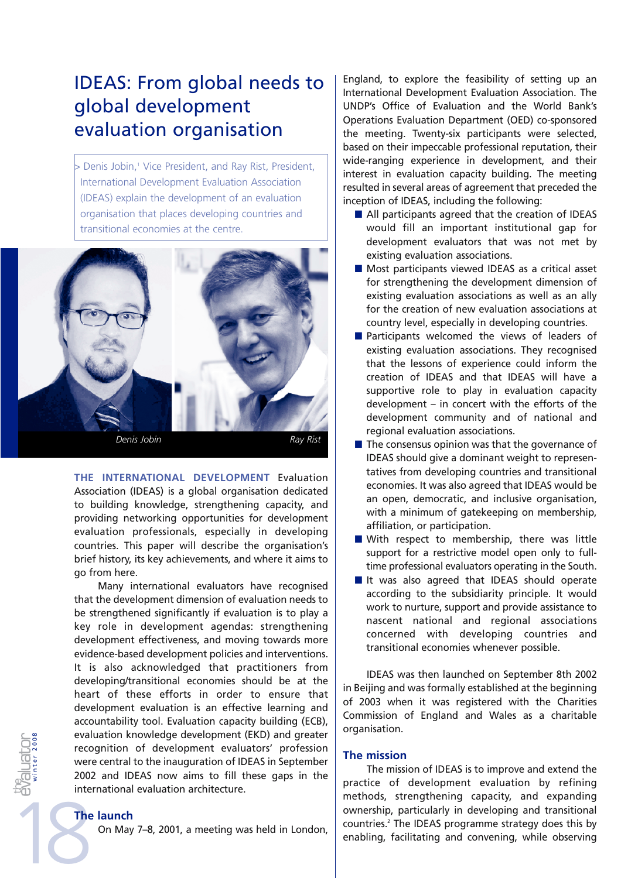# IDEAS: From global needs to global development evaluation organisation

> Denis Jobin,[1] Vice President, and Ray Rist, President, International Development Evaluation Association (IDEAS) explain the development of an evaluation organisation that places developing countries and transitional economies at the centre.

Denis Jobin — Ray Rist

**THE INTERNATIONAL DEVELOPMENT** Evaluation Association (IDEAS) is a global organisation dedicated to building knowledge, strengthening capacity, and providing networking opportunities for development evaluation professionals, especially in developing countries. This paper will describe the organisation's brief history, its key achievements, and where it aims to go from here.

Many international evaluators have recognised that the development dimension of evaluation needs to be strengthened significantly if evaluation is to play a key role in development agendas: strengthening development effectiveness, and moving towards more evidence-based development policies and interventions. It is also acknowledged that practitioners from developing/transitional economies should be at the heart of these efforts in order to ensure that development evaluation is an effective learning and accountability tool. Evaluation capacity building (ECB), evaluation knowledge development (EKD) and greater recognition of development evaluators' profession were central to the inauguration of IDEAS in September 2002 and IDEAS now aims to fill these gaps in the international evaluation architecture.

## The launch

On May 7–8, 2001, a meeting was held in London, England, to explore the feasibility of setting up an International Development Evaluation Association. The UNDP's Office of Evaluation and the World Bank's Operations Evaluation Department (OED) co-sponsored the meeting. Twenty-six participants were selected, based on their impeccable professional reputation, their wide-ranging experience in development, and their interest in evaluation capacity building. The meeting resulted in several areas of agreement that preceded the inception of IDEAS, including the following:

- All participants agreed that the creation of IDEAS would fill an important institutional gap for development evaluators that was not met by existing evaluation associations.
- Most participants viewed IDEAS as a critical asset for strengthening the development dimension of existing evaluation associations as well as an ally for the creation of new evaluation associations at country level, especially in developing countries.
- Participants welcomed the views of leaders of existing evaluation associations. They recognised that the lessons of experience could inform the creation of IDEAS and that IDEAS will have a supportive role to play in evaluation capacity development – in concert with the efforts of the development community and of national and regional evaluation associations.
- The consensus opinion was that the governance of IDEAS should give a dominant weight to representatives from developing countries and transitional economies. It was also agreed that IDEAS would be an open, democratic, and inclusive organisation, with a minimum of gatekeeping on membership, affiliation, or participation.
- With respect to membership, there was little support for a restrictive model open only to full-time professional evaluators operating in the South.
- It was also agreed that IDEAS should operate according to the subsidiarity principle. It would work to nurture, support and provide assistance to nascent national and regional associations concerned with developing countries and transitional economies whenever possible.

IDEAS was then launched on September 8th 2002 in Beijing and was formally established at the beginning of 2003 when it was registered with the Charities Commission of England and Wales as a charitable organisation.

## The mission

The mission of IDEAS is to improve and extend the practice of development evaluation by refining methods, strengthening capacity, and expanding ownership, particularly in developing and transitional countries.[2] The IDEAS programme strategy does this by enabling, facilitating and convening, while observing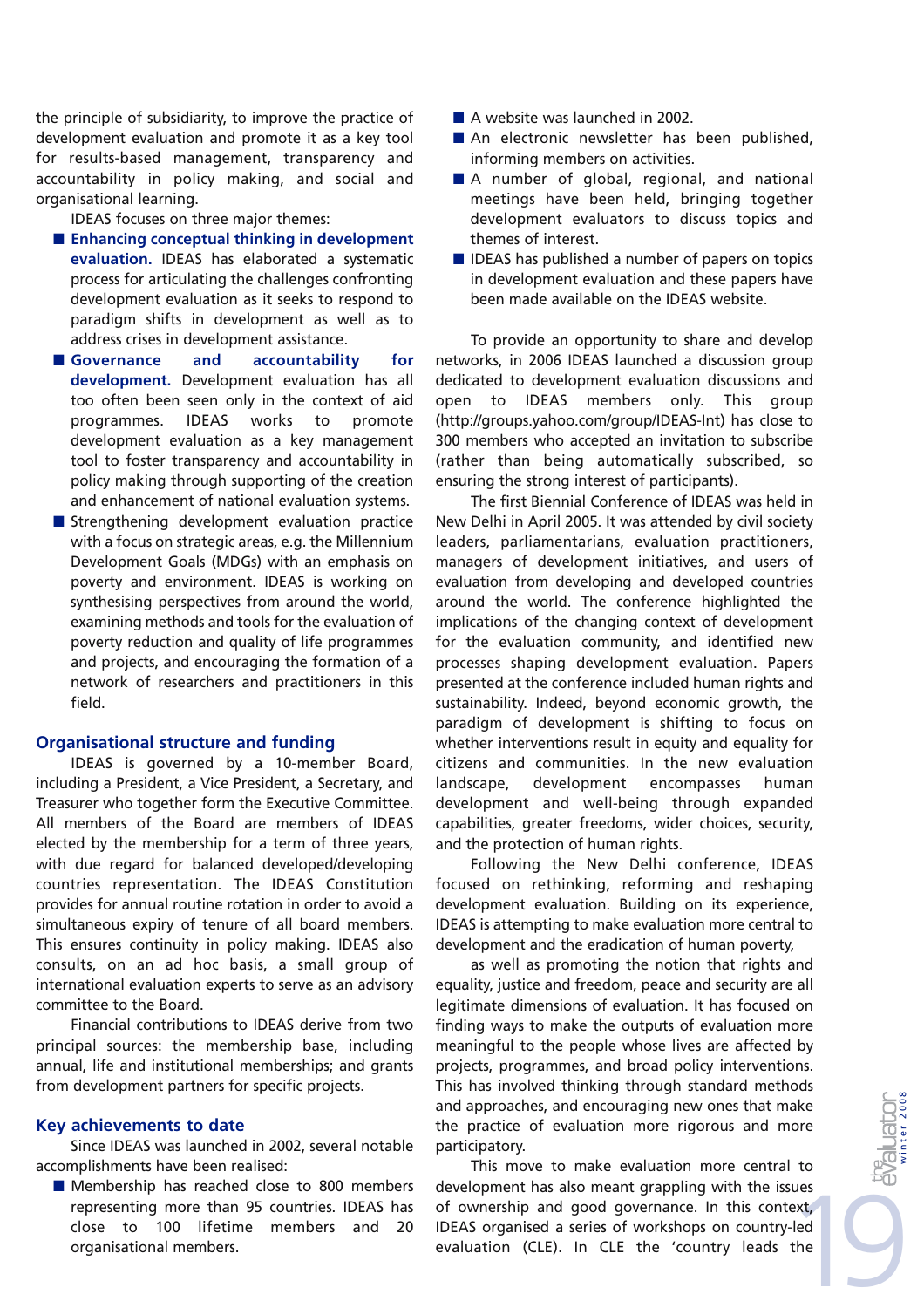the principle of subsidiarity, to improve the practice of development evaluation and promote it as a key tool for results-based management, transparency and accountability in policy making, and social and organisational learning.

IDEAS focuses on three major themes:

- **Enhancing conceptual thinking in development evaluation.** IDEAS has elaborated a systematic process for articulating the challenges confronting development evaluation as it seeks to respond to paradigm shifts in development as well as to address crises in development assistance.
- **Governance and accountability for development.** Development evaluation has all too often been seen only in the context of aid programmes. IDEAS works to promote development evaluation as a key management tool to foster transparency and accountability in policy making through supporting of the creation and enhancement of national evaluation systems.
- Strengthening development evaluation practice with a focus on strategic areas, e.g. the Millennium Development Goals (MDGs) with an emphasis on poverty and environment. IDEAS is working on synthesising perspectives from around the world, examining methods and tools for the evaluation of poverty reduction and quality of life programmes and projects, and encouraging the formation of a network of researchers and practitioners in this field.

## Organisational structure and funding

IDEAS is governed by a 10-member Board, including a President, a Vice President, a Secretary, and Treasurer who together form the Executive Committee. All members of the Board are members of IDEAS elected by the membership for a term of three years, with due regard for balanced developed/developing countries representation. The IDEAS Constitution provides for annual routine rotation in order to avoid a simultaneous expiry of tenure of all board members. This ensures continuity in policy making. IDEAS also consults, on an ad hoc basis, a small group of international evaluation experts to serve as an advisory committee to the Board.

Financial contributions to IDEAS derive from two principal sources: the membership base, including annual, life and institutional memberships; and grants from development partners for specific projects.

## Key achievements to date

Since IDEAS was launched in 2002, several notable accomplishments have been realised:

- Membership has reached close to 800 members representing more than 95 countries. IDEAS has close to 100 lifetime members and 20 organisational members.
- A website was launched in 2002.
- An electronic newsletter has been published, informing members on activities.
- A number of global, regional, and national meetings have been held, bringing together development evaluators to discuss topics and themes of interest.
- IDEAS has published a number of papers on topics in development evaluation and these papers have been made available on the IDEAS website.

To provide an opportunity to share and develop networks, in 2006 IDEAS launched a discussion group dedicated to development evaluation discussions and open to IDEAS members only. This group (http://groups.yahoo.com/group/IDEAS-Int) has close to 300 members who accepted an invitation to subscribe (rather than being automatically subscribed, so ensuring the strong interest of participants).

The first Biennial Conference of IDEAS was held in New Delhi in April 2005. It was attended by civil society leaders, parliamentarians, evaluation practitioners, managers of development initiatives, and users of evaluation from developing and developed countries around the world. The conference highlighted the implications of the changing context of development for the evaluation community, and identified new processes shaping development evaluation. Papers presented at the conference included human rights and sustainability. Indeed, beyond economic growth, the paradigm of development is shifting to focus on whether interventions result in equity and equality for citizens and communities. In the new evaluation landscape, development encompasses human development and well-being through expanded capabilities, greater freedoms, wider choices, security, and the protection of human rights.

Following the New Delhi conference, IDEAS focused on rethinking, reforming and reshaping development evaluation. Building on its experience, IDEAS is attempting to make evaluation more central to development and the eradication of human poverty, as well as promoting the notion that rights and equality, justice and freedom, peace and security are all legitimate dimensions of evaluation. It has focused on finding ways to make the outputs of evaluation more meaningful to the people whose lives are affected by projects, programmes, and broad policy interventions. This has involved thinking through standard methods and approaches, and encouraging new ones that make the practice of evaluation more rigorous and more participatory.

This move to make evaluation more central to development has also meant grappling with the issues of ownership and good governance. In this context, IDEAS organised a series of workshops on country-led evaluation (CLE). In CLE the 'country leads the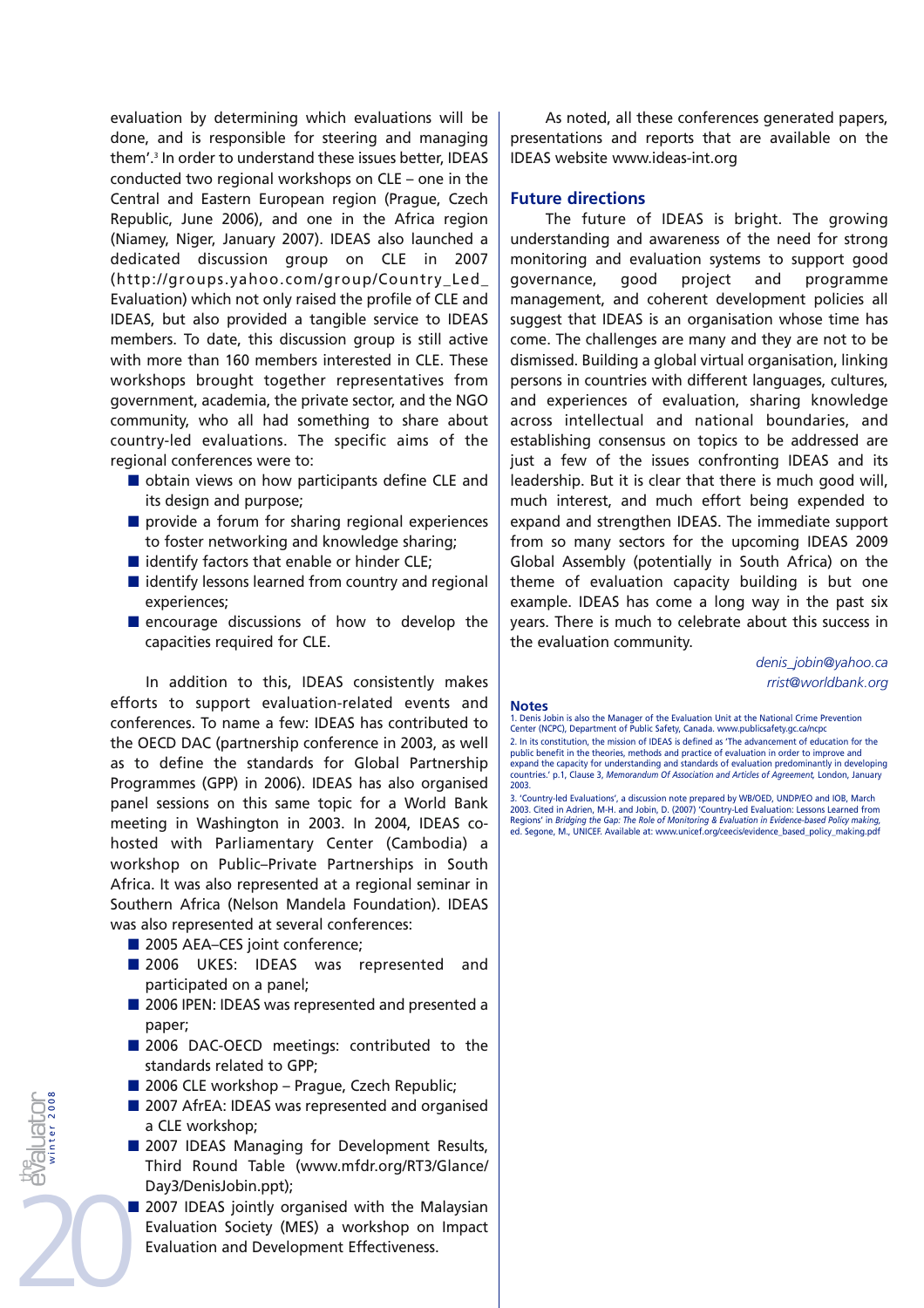evaluation by determining which evaluations will be done, and is responsible for steering and managing them'.[3] In order to understand these issues better, IDEAS conducted two regional workshops on CLE – one in the Central and Eastern European region (Prague, Czech Republic, June 2006), and one in the Africa region (Niamey, Niger, January 2007). IDEAS also launched a dedicated discussion group on CLE in 2007 (http://groups.yahoo.com/group/Country_Led_Evaluation) which not only raised the profile of CLE and IDEAS, but also provided a tangible service to IDEAS members. To date, this discussion group is still active with more than 160 members interested in CLE. These workshops brought together representatives from government, academia, the private sector, and the NGO community, who all had something to share about country-led evaluations. The specific aims of the regional conferences were to:

- obtain views on how participants define CLE and its design and purpose;
- provide a forum for sharing regional experiences to foster networking and knowledge sharing;
- identify factors that enable or hinder CLE;
- identify lessons learned from country and regional experiences;
- encourage discussions of how to develop the capacities required for CLE.

In addition to this, IDEAS consistently makes efforts to support evaluation-related events and conferences. To name a few: IDEAS has contributed to the OECD DAC (partnership conference in 2003, as well as to define the standards for Global Partnership Programmes (GPP) in 2006). IDEAS has also organised panel sessions on this same topic for a World Bank meeting in Washington in 2003. In 2004, IDEAS co-hosted with Parliamentary Center (Cambodia) a workshop on Public–Private Partnerships in South Africa. It was also represented at a regional seminar in Southern Africa (Nelson Mandela Foundation). IDEAS was also represented at several conferences:

- 2005 AEA–CES joint conference;
- 2006 UKES: IDEAS was represented and participated on a panel;
- 2006 IPEN: IDEAS was represented and presented a paper;
- 2006 DAC-OECD meetings: contributed to the standards related to GPP;
- 2006 CLE workshop – Prague, Czech Republic;
- 2007 AfrEA: IDEAS was represented and organised a CLE workshop;
- 2007 IDEAS Managing for Development Results, Third Round Table (www.mfdr.org/RT3/Glance/Day3/DenisJobin.ppt);
- 2007 IDEAS jointly organised with the Malaysian Evaluation Society (MES) a workshop on Impact Evaluation and Development Effectiveness.

As noted, all these conferences generated papers, presentations and reports that are available on the IDEAS website www.ideas-int.org

## Future directions

The future of IDEAS is bright. The growing understanding and awareness of the need for strong monitoring and evaluation systems to support good governance, good project and programme management, and coherent development policies all suggest that IDEAS is an organisation whose time has come. The challenges are many and they are not to be dismissed. Building a global virtual organisation, linking persons in countries with different languages, cultures, and experiences of evaluation, sharing knowledge across intellectual and national boundaries, and establishing consensus on topics to be addressed are just a few of the issues confronting IDEAS and its leadership. But it is clear that there is much good will, much interest, and much effort being expended to expand and strengthen IDEAS. The immediate support from so many sectors for the upcoming IDEAS 2009 Global Assembly (potentially in South Africa) on the theme of evaluation capacity building is but one example. IDEAS has come a long way in the past six years. There is much to celebrate about this success in the evaluation community.

*denis_jobin@yahoo.ca*
*rrist@worldbank.org*

**Notes**

1. Denis Jobin is also the Manager of the Evaluation Unit at the National Crime Prevention Center (NCPC), Department of Public Safety, Canada. www.publicsafety.gc.ca/ncpc

2. In its constitution, the mission of IDEAS is defined as 'The advancement of education for the public benefit in the theories, methods and practice of evaluation in order to improve and expand the capacity for understanding and standards of evaluation predominantly in developing countries.' p.1, Clause 3, *Memorandum Of Association and Articles of Agreement,* London, January 2003.

3. 'Country-led Evaluations', a discussion note prepared by WB/OED, UNDP/EO and IOB, March 2003. Cited in Adrien, M-H. and Jobin, D. (2007) 'Country-Led Evaluation: Lessons Learned from Regions' in *Bridging the Gap: The Role of Monitoring & Evaluation in Evidence-based Policy making,* ed. Segone, M., UNICEF. Available at: www.unicef.org/ceecis/evidence_based_policy_making.pdf